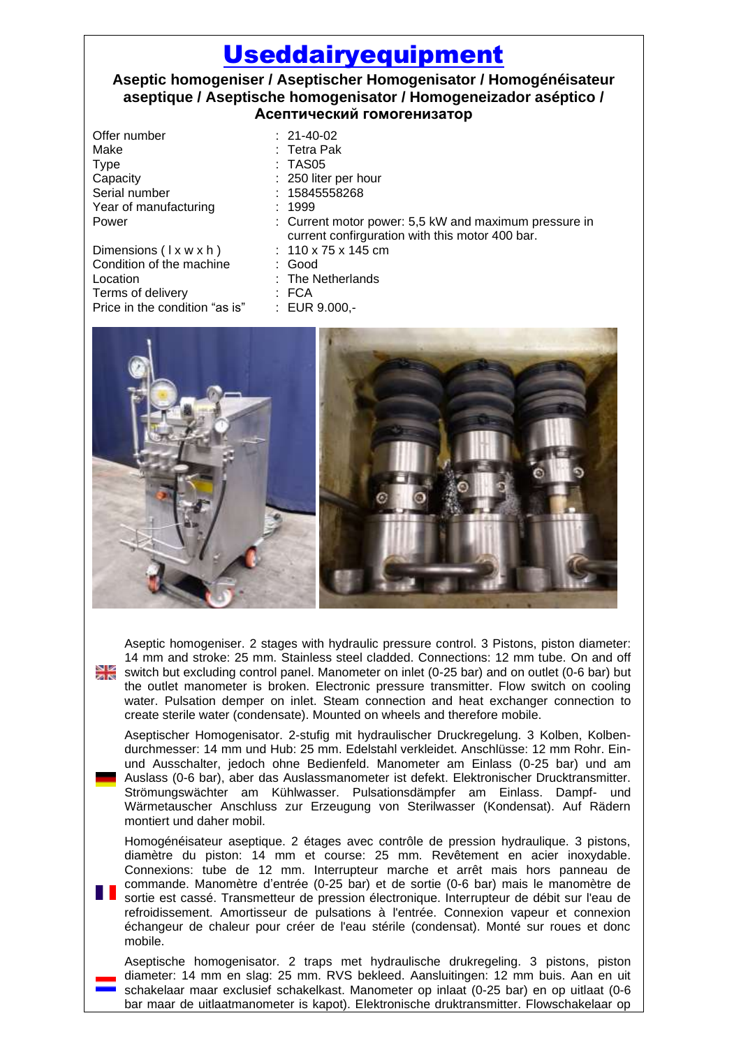# Useddairyequipment

**Aseptic homogeniser / Aseptischer Homogenisator / Homogénéisateur aseptique / Aseptische homogenisator / Homogeneizador aséptico / Асептический гомогенизатор**

| | |
|---|---|
| Offer number | : 21-40-02 |
| Make | : Tetra Pak |
| Type | : TAS05 |
| Capacity | : 250 liter per hour |
| Serial number | : 15845558268 |
| Year of manufacturing | : 1999 |
| Power | : Current motor power: 5,5 kW and maximum pressure in current confirguration with this motor 400 bar. |
| Dimensions ( l x w x h ) | : 110 x 75 x 145 cm |
| Condition of the machine | : Good |
| Location | : The Netherlands |
| Terms of delivery | : FCA |
| Price in the condition "as is" | : EUR 9.000,- |

Aseptic homogeniser. 2 stages with hydraulic pressure control. 3 Pistons, piston diameter: 14 mm and stroke: 25 mm. Stainless steel cladded. Connections: 12 mm tube. On and off switch but excluding control panel. Manometer on inlet (0-25 bar) and on outlet (0-6 bar) but the outlet manometer is broken. Electronic pressure transmitter. Flow switch on cooling water. Pulsation demper on inlet. Steam connection and heat exchanger connection to create sterile water (condensate). Mounted on wheels and therefore mobile.

Aseptischer Homogenisator. 2-stufig mit hydraulischer Druckregelung. 3 Kolben, Kolbendurchmesser: 14 mm und Hub: 25 mm. Edelstahl verkleidet. Anschlüsse: 12 mm Rohr. Ein- und Ausschalter, jedoch ohne Bedienfeld. Manometer am Einlass (0-25 bar) und am Auslass (0-6 bar), aber das Auslassmanometer ist defekt. Elektronischer Drucktransmitter. Strömungswächter am Kühlwasser. Pulsationsdämpfer am Einlass. Dampf- und Wärmetauscher Anschluss zur Erzeugung von Sterilwasser (Kondensat). Auf Rädern montiert und daher mobil.

Homogénéisateur aseptique. 2 étages avec contrôle de pression hydraulique. 3 pistons, diamètre du piston: 14 mm et course: 25 mm. Revêtement en acier inoxydable. Connexions: tube de 12 mm. Interrupteur marche et arrêt mais hors panneau de commande. Manomètre d'entrée (0-25 bar) et de sortie (0-6 bar) mais le manomètre de sortie est cassé. Transmetteur de pression électronique. Interrupteur de débit sur l'eau de refroidissement. Amortisseur de pulsations à l'entrée. Connexion vapeur et connexion échangeur de chaleur pour créer de l'eau stérile (condensat). Monté sur roues et donc mobile.

Aseptische homogenisator. 2 traps met hydraulische drukregeling. 3 pistons, piston diameter: 14 mm en slag: 25 mm. RVS bekleed. Aansluitingen: 12 mm buis. Aan en uit schakelaar maar exclusief schakelkast. Manometer op inlaat (0-25 bar) en op uitlaat (0-6 bar maar de uitlaatmanometer is kapot). Elektronische druktransmitter. Flowschakelaar op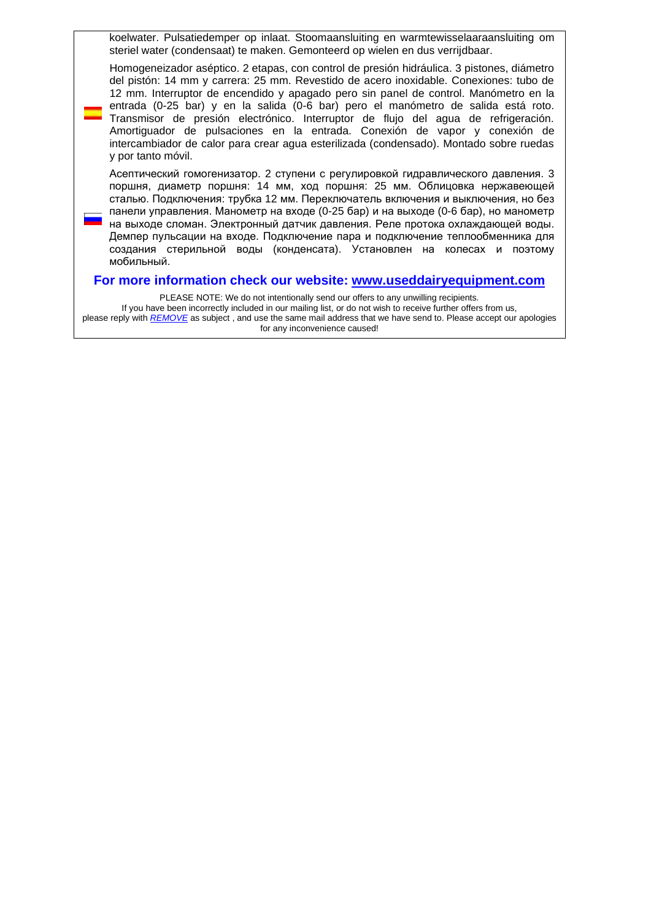koelwater. Pulsatiedemper op inlaat. Stoomaansluiting en warmtewisselaaraansluiting om steriel water (condensaat) te maken. Gemonteerd op wielen en dus verrijdbaar.

Homogeneizador aséptico. 2 etapas, con control de presión hidráulica. 3 pistones, diámetro del pistón: 14 mm y carrera: 25 mm. Revestido de acero inoxidable. Conexiones: tubo de 12 mm. Interruptor de encendido y apagado pero sin panel de control. Manómetro en la entrada (0-25 bar) y en la salida (0-6 bar) pero el manómetro de salida está roto. Transmisor de presión electrónico. Interruptor de flujo del agua de refrigeración. Amortiguador de pulsaciones en la entrada. Conexión de vapor y conexión de intercambiador de calor para crear agua esterilizada (condensado). Montado sobre ruedas y por tanto móvil.

Асептический гомогенизатор. 2 ступени с регулировкой гидравлического давления. 3 поршня, диаметр поршня: 14 мм, ход поршня: 25 мм. Облицовка нержавеющей сталью. Подключения: трубка 12 мм. Переключатель включения и выключения, но без панели управления. Манометр на входе (0-25 бар) и на выходе (0-6 бар), но манометр на выходе сломан. Электронный датчик давления. Реле протока охлаждающей воды. Демпер пульсации на входе. Подключение пара и подключение теплообменника для создания стерильной воды (конденсата). Установлен на колесах и поэтому мобильный.

**For more information check our website: [www.useddairyequipment.com](www.useddairyequipment.com)**

PLEASE NOTE: We do not intentionally send our offers to any unwilling recipients.
If you have been incorrectly included in our mailing list, or do not wish to receive further offers from us, please reply with *REMOVE* as subject , and use the same mail address that we have send to. Please accept our apologies for any inconvenience caused!